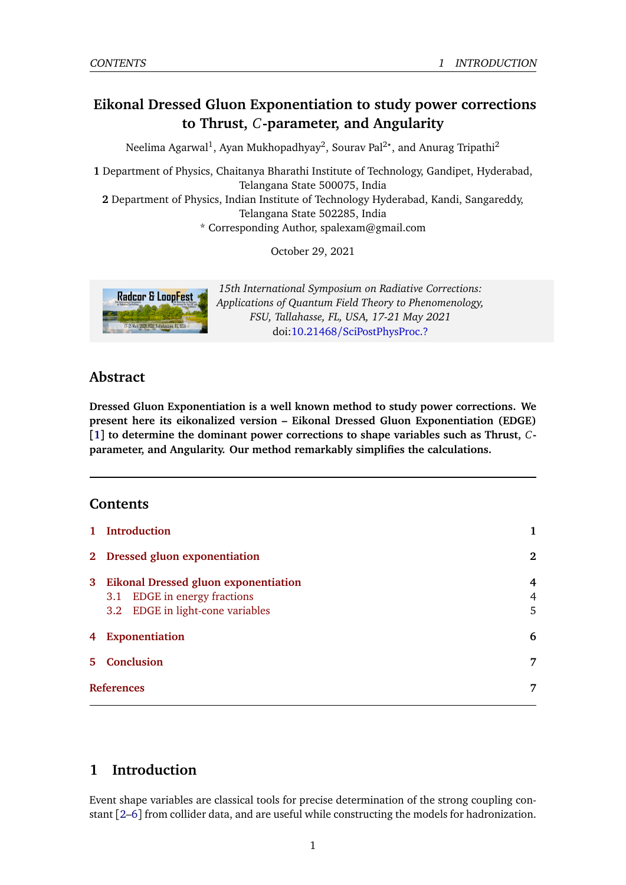# Eikonal Dressed Gluon Exponentiation to study power corrections to Thrust, $C$-parameter, and Angularity

Neelima Agarwal[1], Ayan Mukhopadhyay[2], Sourav Pal[2⋆], and Anurag Tripathi[2]

**1** Department of Physics, Chaitanya Bharathi Institute of Technology, Gandipet, Hyderabad, Telangana State 500075, India

**2** Department of Physics, Indian Institute of Technology Hyderabad, Kandi, Sangareddy, Telangana State 502285, India

\* Corresponding Author, spalexam@gmail.com

October 29, 2021

*15th International Symposium on Radiative Corrections: Applications of Quantum Field Theory to Phenomenology, FSU, Tallahasse, FL, USA, 17-21 May 2021*
doi:10.21468/SciPostPhysProc.?

## Abstract

**Dressed Gluon Exponentiation is a well known method to study power corrections. We present here its eikonalized version – Eikonal Dressed Gluon Exponentiation (EDGE) [1] to determine the dominant power corrections to shape variables such as Thrust, $C$-parameter, and Angularity. Our method remarkably simplifies the calculations.**

## Contents

1 Introduction — 1

2 Dressed gluon exponentiation — 2

3 Eikonal Dressed gluon exponentiation — 4
- 3.1 EDGE in energy fractions — 4
- 3.2 EDGE in light-cone variables — 5

4 Exponentiation — 6

5 Conclusion — 7

References — 7

## 1 Introduction

Event shape variables are classical tools for precise determination of the strong coupling constant [2–6] from collider data, and are useful while constructing the models for hadronization.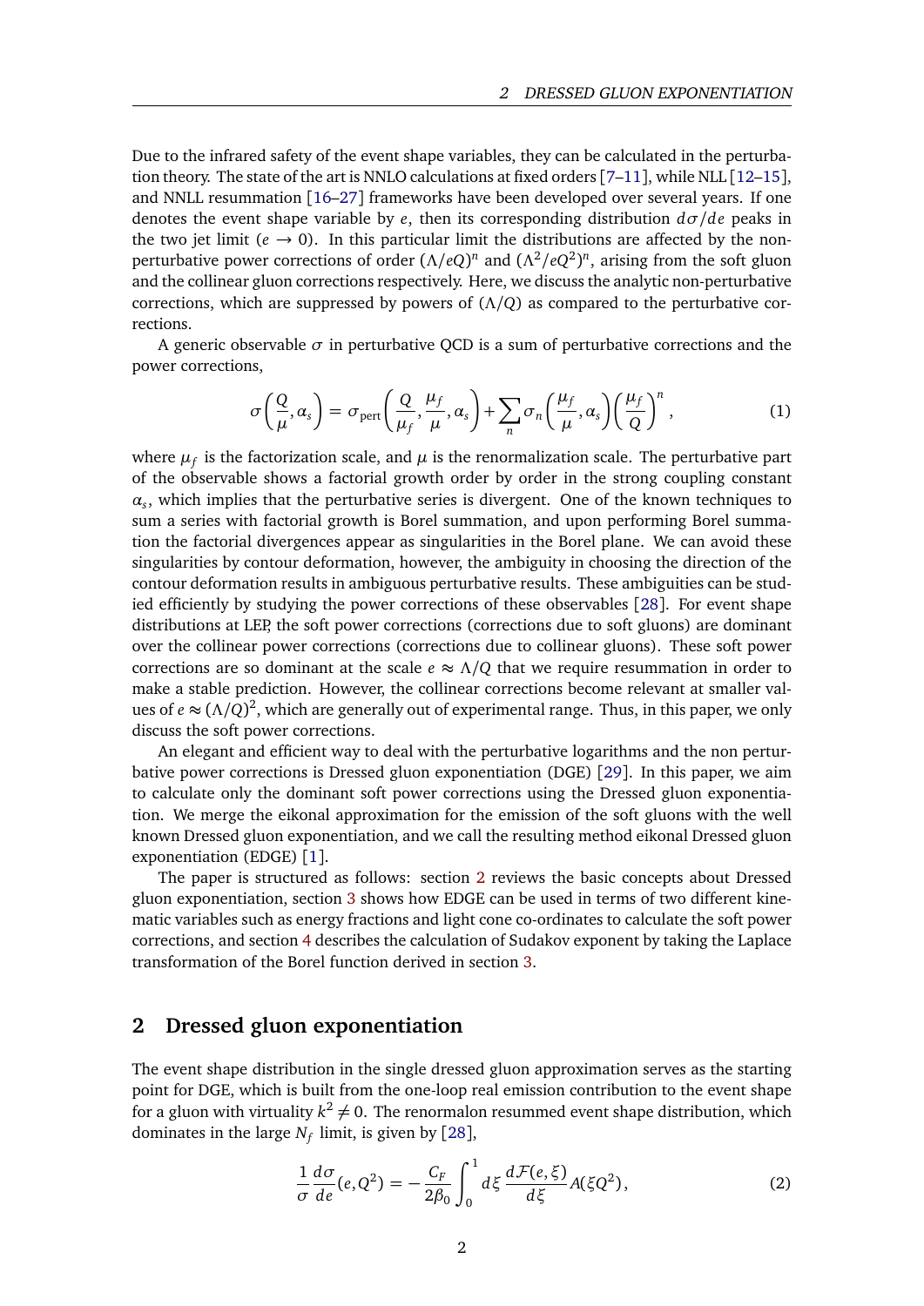Due to the infrared safety of the event shape variables, they can be calculated in the perturbation theory. The state of the art is NNLO calculations at fixed orders [7–11], while NLL [12–15], and NNLL resummation [16–27] frameworks have been developed over several years. If one denotes the event shape variable by $e$, then its corresponding distribution $d\sigma/de$ peaks in the two jet limit ($e \to 0$). In this particular limit the distributions are affected by the non-perturbative power corrections of order $(\Lambda/eQ)^n$ and $(\Lambda^2/eQ^2)^n$, arising from the soft gluon and the collinear gluon corrections respectively. Here, we discuss the analytic non-perturbative corrections, which are suppressed by powers of $(\Lambda/Q)$ as compared to the perturbative corrections.

A generic observable $\sigma$ in perturbative QCD is a sum of perturbative corrections and the power corrections,

$$\sigma\left(\frac{Q}{\mu}, \alpha_s\right) = \sigma_{\text{pert}}\left(\frac{Q}{\mu_f}, \frac{\mu_f}{\mu}, \alpha_s\right) + \sum_n \sigma_n\left(\frac{\mu_f}{\mu}, \alpha_s\right)\left(\frac{\mu_f}{Q}\right)^n, \tag{1}$$

where $\mu_f$ is the factorization scale, and $\mu$ is the renormalization scale. The perturbative part of the observable shows a factorial growth order by order in the strong coupling constant $\alpha_s$, which implies that the perturbative series is divergent. One of the known techniques to sum a series with factorial growth is Borel summation, and upon performing Borel summation the factorial divergences appear as singularities in the Borel plane. We can avoid these singularities by contour deformation, however, the ambiguity in choosing the direction of the contour deformation results in ambiguous perturbative results. These ambiguities can be studied efficiently by studying the power corrections of these observables [28]. For event shape distributions at LEP, the soft power corrections (corrections due to soft gluons) are dominant over the collinear power corrections (corrections due to collinear gluons). These soft power corrections are so dominant at the scale $e \approx \Lambda/Q$ that we require resummation in order to make a stable prediction. However, the collinear corrections become relevant at smaller values of $e \approx (\Lambda/Q)^2$, which are generally out of experimental range. Thus, in this paper, we only discuss the soft power corrections.

An elegant and efficient way to deal with the perturbative logarithms and the non perturbative power corrections is Dressed gluon exponentiation (DGE) [29]. In this paper, we aim to calculate only the dominant soft power corrections using the Dressed gluon exponentiation. We merge the eikonal approximation for the emission of the soft gluons with the well known Dressed gluon exponentiation, and we call the resulting method eikonal Dressed gluon exponentiation (EDGE) [1].

The paper is structured as follows: section 2 reviews the basic concepts about Dressed gluon exponentiation, section 3 shows how EDGE can be used in terms of two different kinematic variables such as energy fractions and light cone co-ordinates to calculate the soft power corrections, and section 4 describes the calculation of Sudakov exponent by taking the Laplace transformation of the Borel function derived in section 3.

## 2 Dressed gluon exponentiation

The event shape distribution in the single dressed gluon approximation serves as the starting point for DGE, which is built from the one-loop real emission contribution to the event shape for a gluon with virtuality $k^2 \neq 0$. The renormalon resummed event shape distribution, which dominates in the large $N_f$ limit, is given by [28],

$$\frac{1}{\sigma}\frac{d\sigma}{de}(e, Q^2) = -\frac{C_F}{2\beta_0}\int_0^1 d\xi\, \frac{d\mathcal{F}(e,\xi)}{d\xi} A(\xi Q^2), \tag{2}$$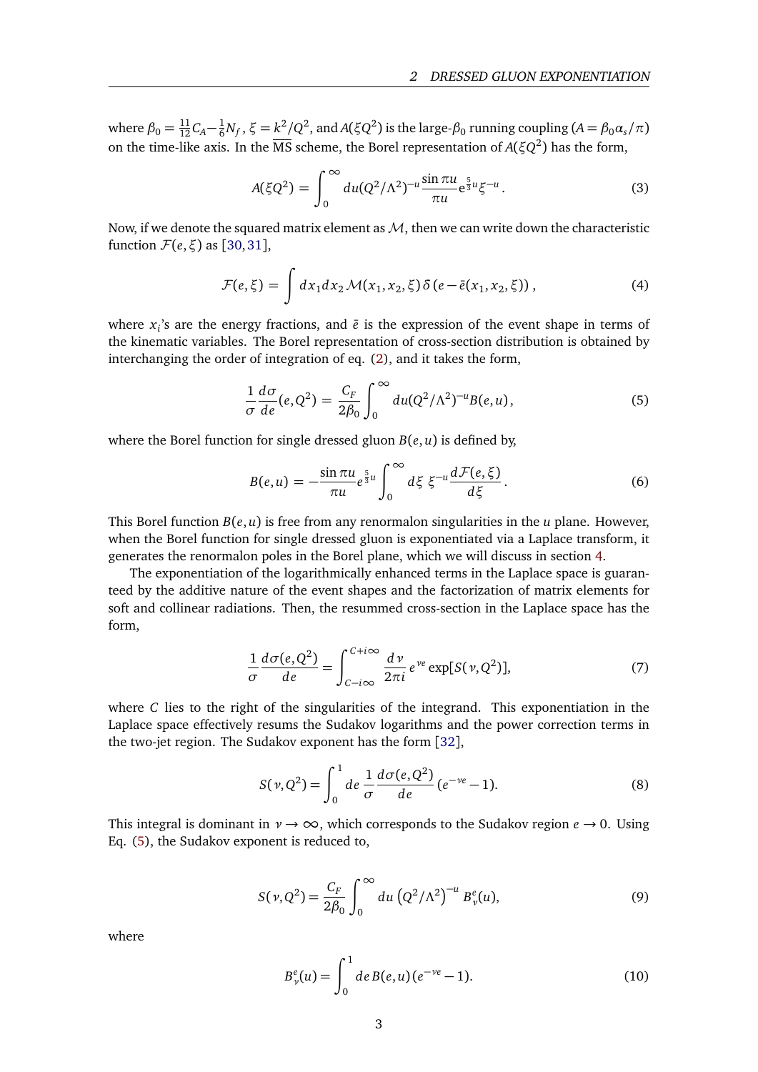where $\beta_0 = \frac{11}{12}C_A - \frac{1}{6}N_f$, $\xi = k^2/Q^2$, and $A(\xi Q^2)$ is the large-$\beta_0$ running coupling ($A = \beta_0 \alpha_s/\pi$) on the time-like axis. In the $\overline{\text{MS}}$ scheme, the Borel representation of $A(\xi Q^2)$ has the form,

$$A(\xi Q^2) = \int_0^\infty du (Q^2/\Lambda^2)^{-u} \frac{\sin \pi u}{\pi u} e^{\frac{5}{3}u} \xi^{-u}. \tag{3}$$

Now, if we denote the squared matrix element as $\mathcal{M}$, then we can write down the characteristic function $\mathcal{F}(e,\xi)$ as [30,31],

$$\mathcal{F}(e,\xi) = \int dx_1 dx_2\, \mathcal{M}(x_1,x_2,\xi)\, \delta\left(e - \bar{e}(x_1,x_2,\xi)\right), \tag{4}$$

where $x_i$'s are the energy fractions, and $\bar{e}$ is the expression of the event shape in terms of the kinematic variables. The Borel representation of cross-section distribution is obtained by interchanging the order of integration of eq. (2), and it takes the form,

$$\frac{1}{\sigma}\frac{d\sigma}{de}(e,Q^2) = \frac{C_F}{2\beta_0}\int_0^\infty du (Q^2/\Lambda^2)^{-u} B(e,u), \tag{5}$$

where the Borel function for single dressed gluon $B(e,u)$ is defined by,

$$B(e,u) = -\frac{\sin \pi u}{\pi u} e^{\frac{5}{3}u} \int_0^\infty d\xi\ \xi^{-u} \frac{d\mathcal{F}(e,\xi)}{d\xi}. \tag{6}$$

This Borel function $B(e,u)$ is free from any renormalon singularities in the $u$ plane. However, when the Borel function for single dressed gluon is exponentiated via a Laplace transform, it generates the renormalon poles in the Borel plane, which we will discuss in section 4.

The exponentiation of the logarithmically enhanced terms in the Laplace space is guaranteed by the additive nature of the event shapes and the factorization of matrix elements for soft and collinear radiations. Then, the resummed cross-section in the Laplace space has the form,

$$\frac{1}{\sigma}\frac{d\sigma(e,Q^2)}{de} = \int_{C-i\infty}^{C+i\infty} \frac{d\nu}{2\pi i}\, e^{\nu e} \exp[S(\nu,Q^2)], \tag{7}$$

where $C$ lies to the right of the singularities of the integrand. This exponentiation in the Laplace space effectively resums the Sudakov logarithms and the power correction terms in the two-jet region. The Sudakov exponent has the form [32],

$$S(\nu,Q^2) = \int_0^1 de\, \frac{1}{\sigma}\frac{d\sigma(e,Q^2)}{de}\,(e^{-\nu e} - 1). \tag{8}$$

This integral is dominant in $\nu \to \infty$, which corresponds to the Sudakov region $e \to 0$. Using Eq. (5), the Sudakov exponent is reduced to,

$$S(\nu,Q^2) = \frac{C_F}{2\beta_0}\int_0^\infty du\, \left(Q^2/\Lambda^2\right)^{-u} B_\nu^e(u), \tag{9}$$

where

$$B_\nu^e(u) = \int_0^1 de\, B(e,u)\,(e^{-\nu e} - 1). \tag{10}$$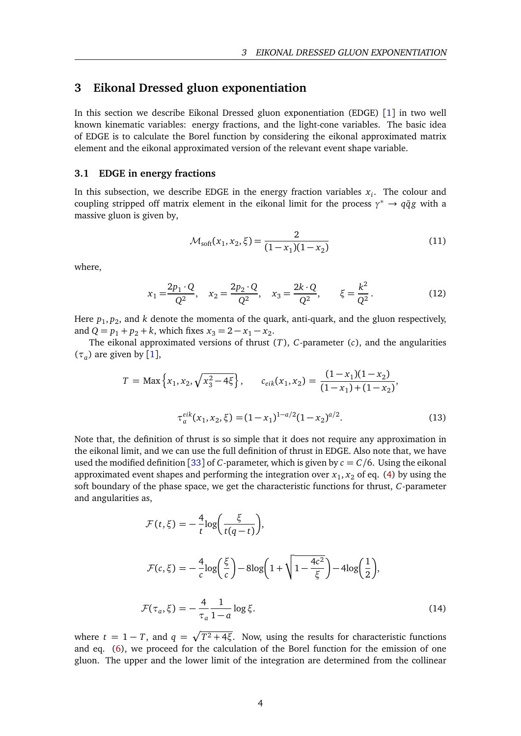## 3 Eikonal Dressed gluon exponentiation

In this section we describe Eikonal Dressed gluon exponentiation (EDGE) [1] in two well known kinematic variables: energy fractions, and the light-cone variables. The basic idea of EDGE is to calculate the Borel function by considering the eikonal approximated matrix element and the eikonal approximated version of the relevant event shape variable.

### 3.1 EDGE in energy fractions

In this subsection, we describe EDGE in the energy fraction variables $x_i$. The colour and coupling stripped off matrix element in the eikonal limit for the process $\gamma^* \to q\bar{q}g$ with a massive gluon is given by,

$$\mathcal{M}_{\text{soft}}(x_1, x_2, \xi) = \frac{2}{(1-x_1)(1-x_2)} \tag{11}$$

where,

$$x_1 = \frac{2p_1 \cdot Q}{Q^2}, \quad x_2 = \frac{2p_2 \cdot Q}{Q^2}, \quad x_3 = \frac{2k \cdot Q}{Q^2}, \qquad \xi = \frac{k^2}{Q^2}\,. \tag{12}$$

Here $p_1, p_2$, and $k$ denote the momenta of the quark, anti-quark, and the gluon respectively, and $Q = p_1 + p_2 + k$, which fixes $x_3 = 2 - x_1 - x_2$.

The eikonal approximated versions of thrust ($T$), $C$-parameter ($c$), and the angularities ($\tau_a$) are given by [1],

$$T \;=\; \text{Max}\left\{x_1, x_2, \sqrt{x_3^2 - 4\xi}\right\}, \qquad c_{eik}(x_1, x_2) \;=\; \frac{(1-x_1)(1-x_2)}{(1-x_1)+(1-x_2)},$$

$$\tau_a^{eik}(x_1, x_2, \xi) = (1-x_1)^{1-a/2}(1-x_2)^{a/2}. \tag{13}$$

Note that, the definition of thrust is so simple that it does not require any approximation in the eikonal limit, and we can use the full definition of thrust in EDGE. Also note that, we have used the modified definition [33] of $C$-parameter, which is given by $c = C/6$. Using the eikonal approximated event shapes and performing the integration over $x_1, x_2$ of eq. (4) by using the soft boundary of the phase space, we get the characteristic functions for thrust, $C$-parameter and angularities as,

$$\mathcal{F}(t, \xi) = -\frac{4}{t}\log\!\left(\frac{\xi}{t(q-t)}\right),$$

$$\mathcal{F}(c, \xi) = -\frac{4}{c}\log\!\left(\frac{\xi}{c}\right) - 8\log\!\left(1 + \sqrt{1 - \frac{4c^2}{\xi}}\right) - 4\log\!\left(\frac{1}{2}\right),$$

$$\mathcal{F}(\tau_a, \xi) = -\frac{4}{\tau_a}\frac{1}{1-a}\log\xi. \tag{14}$$

where $t = 1 - T$, and $q = \sqrt{T^2 + 4\xi}$. Now, using the results for characteristic functions and eq. (6), we proceed for the calculation of the Borel function for the emission of one gluon. The upper and the lower limit of the integration are determined from the collinear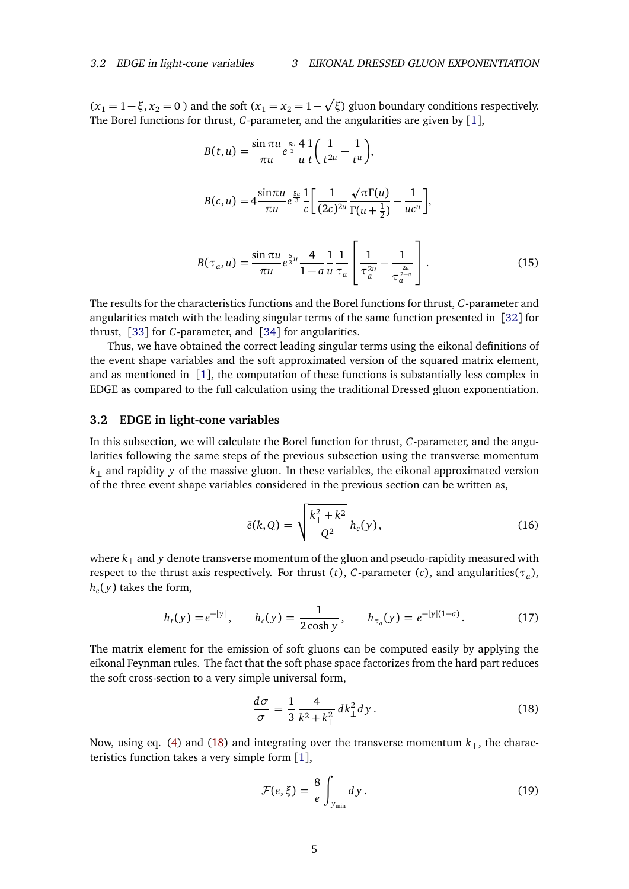($x_1 = 1-\xi, x_2 = 0$ ) and the soft ($x_1 = x_2 = 1-\sqrt{\xi}$) gluon boundary conditions respectively. The Borel functions for thrust, $C$-parameter, and the angularities are given by [1],

$$B(t,u) = \frac{\sin \pi u}{\pi u} e^{\frac{5u}{3}} \frac{4}{u} \frac{1}{t}\left(\frac{1}{t^{2u}} - \frac{1}{t^{u}}\right),$$

$$B(c,u) = 4\frac{\sin\pi u}{\pi u} e^{\frac{5u}{3}} \frac{1}{c}\left[\frac{1}{(2c)^{2u}} \frac{\sqrt{\pi}\Gamma(u)}{\Gamma(u+\frac{1}{2})} - \frac{1}{uc^{u}}\right],$$

$$B(\tau_a, u) = \frac{\sin \pi u}{\pi u} e^{\frac{5}{3}u} \frac{4}{1-a} \frac{1}{u} \frac{1}{\tau_a}\left[\frac{1}{\tau_a^{2u}} - \frac{1}{\tau_a^{\frac{2u}{2-a}}}\right]. \tag{15}$$

The results for the characteristics functions and the Borel functions for thrust, $C$-parameter and angularities match with the leading singular terms of the same function presented in [32] for thrust, [33] for $C$-parameter, and [34] for angularities.

Thus, we have obtained the correct leading singular terms using the eikonal definitions of the event shape variables and the soft approximated version of the squared matrix element, and as mentioned in [1], the computation of these functions is substantially less complex in EDGE as compared to the full calculation using the traditional Dressed gluon exponentiation.

### 3.2 EDGE in light-cone variables

In this subsection, we will calculate the Borel function for thrust, $C$-parameter, and the angularities following the same steps of the previous subsection using the transverse momentum $k_\perp$ and rapidity $y$ of the massive gluon. In these variables, the eikonal approximated version of the three event shape variables considered in the previous section can be written as,

$$\bar{e}(k,Q) = \sqrt{\frac{k_\perp^2 + k^2}{Q^2}}\, h_e(y), \tag{16}$$

where $k_\perp$ and $y$ denote transverse momentum of the gluon and pseudo-rapidity measured with respect to the thrust axis respectively. For thrust ($t$), $C$-parameter ($c$), and angularities($\tau_a$), $h_e(y)$ takes the form,

$$h_t(y) = e^{-|y|}, \qquad h_c(y) = \frac{1}{2\cosh y}, \qquad h_{\tau_a}(y) = e^{-|y|(1-a)}. \tag{17}$$

The matrix element for the emission of soft gluons can be computed easily by applying the eikonal Feynman rules. The fact that the soft phase space factorizes from the hard part reduces the soft cross-section to a very simple universal form,

$$\frac{d\sigma}{\sigma} = \frac{1}{3} \frac{4}{k^2 + k_\perp^2}\, dk_\perp^2\, dy\,. \tag{18}$$

Now, using eq. (4) and (18) and integrating over the transverse momentum $k_\perp$, the characteristics function takes a very simple form [1],

$$\mathcal{F}(e,\xi) = \frac{8}{e}\int_{y_{\min}} dy\,. \tag{19}$$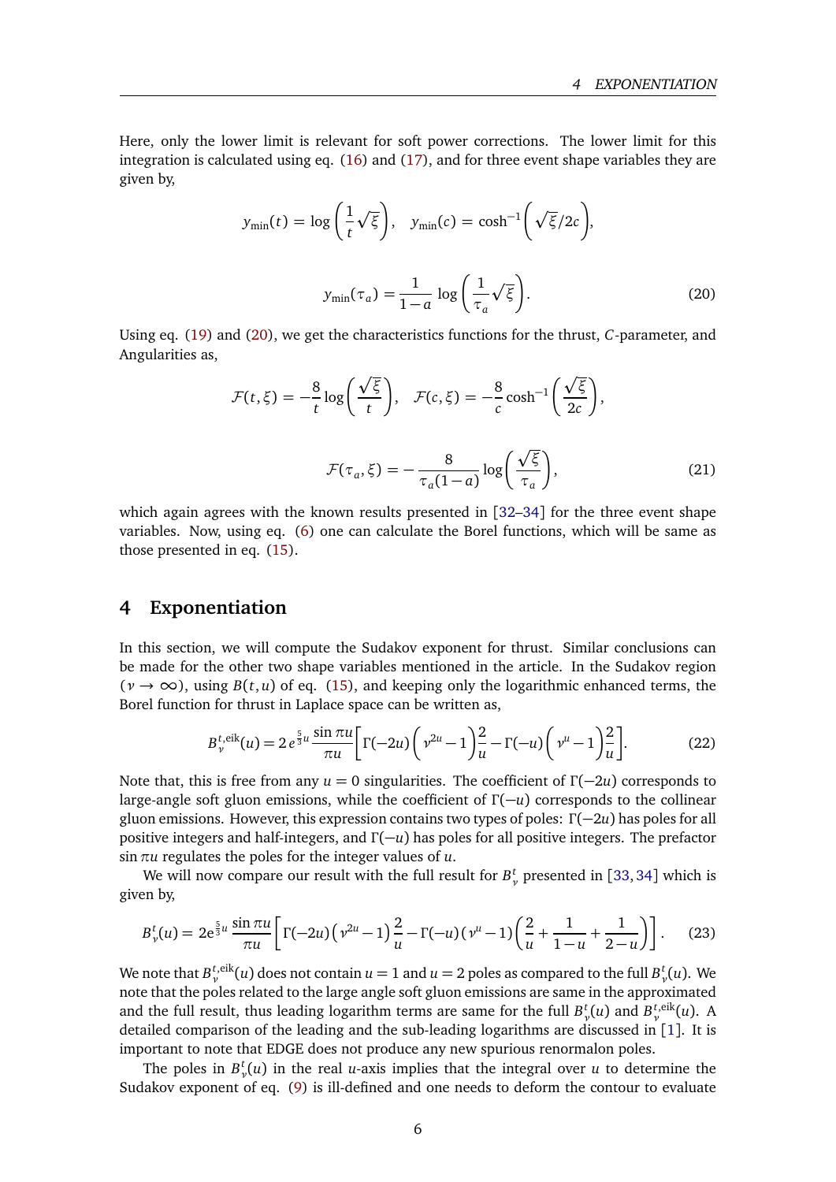Here, only the lower limit is relevant for soft power corrections. The lower limit for this integration is calculated using eq. (16) and (17), and for three event shape variables they are given by,

$$y_{\min}(t) = \log\left(\frac{1}{t}\sqrt{\xi}\right), \quad y_{\min}(c) = \cosh^{-1}\left(\sqrt{\xi}/2c\right),$$

$$y_{\min}(\tau_a) = \frac{1}{1-a}\log\left(\frac{1}{\tau_a}\sqrt{\xi}\right). \tag{20}$$

Using eq. (19) and (20), we get the characteristics functions for the thrust, $C$-parameter, and Angularities as,

$$\mathcal{F}(t,\xi) = -\frac{8}{t}\log\left(\frac{\sqrt{\xi}}{t}\right), \quad \mathcal{F}(c,\xi) = -\frac{8}{c}\cosh^{-1}\left(\frac{\sqrt{\xi}}{2c}\right),$$

$$\mathcal{F}(\tau_a,\xi) = -\frac{8}{\tau_a(1-a)}\log\left(\frac{\sqrt{\xi}}{\tau_a}\right), \tag{21}$$

which again agrees with the known results presented in [32–34] for the three event shape variables. Now, using eq. (6) one can calculate the Borel functions, which will be same as those presented in eq. (15).

## 4 Exponentiation

In this section, we will compute the Sudakov exponent for thrust. Similar conclusions can be made for the other two shape variables mentioned in the article. In the Sudakov region ($\nu \to \infty$), using $B(t,u)$ of eq. (15), and keeping only the logarithmic enhanced terms, the Borel function for thrust in Laplace space can be written as,

$$B_{\nu}^{t,\text{eik}}(u) = 2\, e^{\frac{5}{3}u}\,\frac{\sin\pi u}{\pi u}\left[\Gamma(-2u)\left(\nu^{2u}-1\right)\frac{2}{u} - \Gamma(-u)\left(\nu^{u}-1\right)\frac{2}{u}\right]. \tag{22}$$

Note that, this is free from any $u=0$ singularities. The coefficient of $\Gamma(-2u)$ corresponds to large-angle soft gluon emissions, while the coefficient of $\Gamma(-u)$ corresponds to the collinear gluon emissions. However, this expression contains two types of poles: $\Gamma(-2u)$ has poles for all positive integers and half-integers, and $\Gamma(-u)$ has poles for all positive integers. The prefactor $\sin\pi u$ regulates the poles for the integer values of $u$.

We will now compare our result with the full result for $B_{\nu}^{t}$ presented in [33, 34] which is given by,

$$B_{\nu}^{t}(u) = 2\mathrm{e}^{\frac{5}{3}u}\,\frac{\sin\pi u}{\pi u}\left[\Gamma(-2u)\left(\nu^{2u}-1\right)\frac{2}{u} - \Gamma(-u)\left(\nu^{u}-1\right)\left(\frac{2}{u}+\frac{1}{1-u}+\frac{1}{2-u}\right)\right]. \tag{23}$$

We note that $B_{\nu}^{t,\text{eik}}(u)$ does not contain $u=1$ and $u=2$ poles as compared to the full $B_{\nu}^{t}(u)$. We note that the poles related to the large angle soft gluon emissions are same in the approximated and the full result, thus leading logarithm terms are same for the full $B_{\nu}^{t}(u)$ and $B_{\nu}^{t,\text{eik}}(u)$. A detailed comparison of the leading and the sub-leading logarithms are discussed in [1]. It is important to note that EDGE does not produce any new spurious renormalon poles.

The poles in $B_{\nu}^{t}(u)$ in the real $u$-axis implies that the integral over $u$ to determine the Sudakov exponent of eq. (9) is ill-defined and one needs to deform the contour to evaluate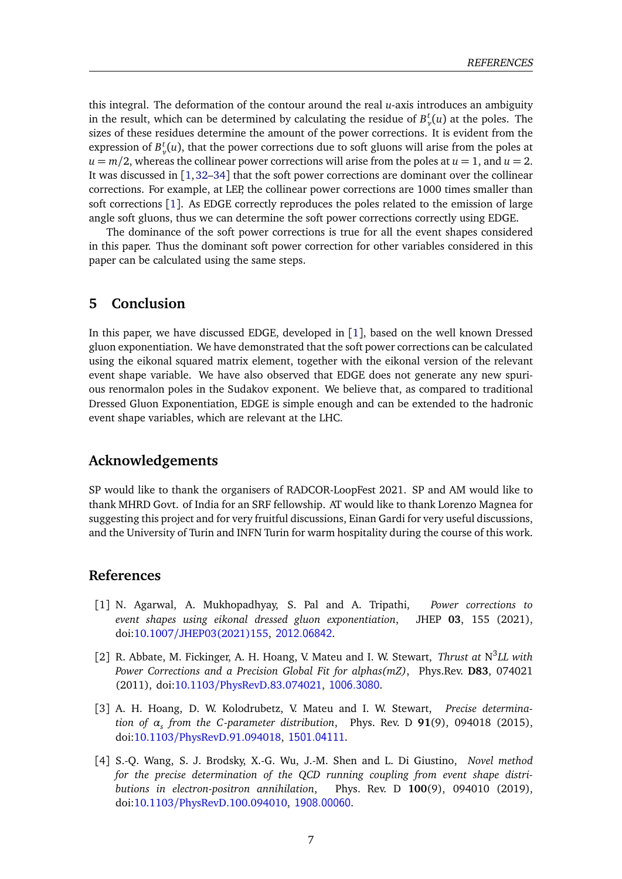this integral. The deformation of the contour around the real $u$-axis introduces an ambiguity in the result, which can be determined by calculating the residue of $B_\nu^t(u)$ at the poles. The sizes of these residues determine the amount of the power corrections. It is evident from the expression of $B_\nu^t(u)$, that the power corrections due to soft gluons will arise from the poles at $u = m/2$, whereas the collinear power corrections will arise from the poles at $u = 1$, and $u = 2$. It was discussed in [1, 32–34] that the soft power corrections are dominant over the collinear corrections. For example, at LEP, the collinear power corrections are 1000 times smaller than soft corrections [1]. As EDGE correctly reproduces the poles related to the emission of large angle soft gluons, thus we can determine the soft power corrections correctly using EDGE.

The dominance of the soft power corrections is true for all the event shapes considered in this paper. Thus the dominant soft power correction for other variables considered in this paper can be calculated using the same steps.

## 5 Conclusion

In this paper, we have discussed EDGE, developed in [1], based on the well known Dressed gluon exponentiation. We have demonstrated that the soft power corrections can be calculated using the eikonal squared matrix element, together with the eikonal version of the relevant event shape variable. We have also observed that EDGE does not generate any new spurious renormalon poles in the Sudakov exponent. We believe that, as compared to traditional Dressed Gluon Exponentiation, EDGE is simple enough and can be extended to the hadronic event shape variables, which are relevant at the LHC.

## Acknowledgements

SP would like to thank the organisers of RADCOR-LoopFest 2021. SP and AM would like to thank MHRD Govt. of India for an SRF fellowship. AT would like to thank Lorenzo Magnea for suggesting this project and for very fruitful discussions, Einan Gardi for very useful discussions, and the University of Turin and INFN Turin for warm hospitality during the course of this work.

## References

[1] N. Agarwal, A. Mukhopadhyay, S. Pal and A. Tripathi, *Power corrections to event shapes using eikonal dressed gluon exponentiation*, JHEP **03**, 155 (2021), doi:10.1007/JHEP03(2021)155, 2012.06842.

[2] R. Abbate, M. Fickinger, A. H. Hoang, V. Mateu and I. W. Stewart, *Thrust at* N$^3$*LL with Power Corrections and a Precision Global Fit for alphas(mZ)*, Phys.Rev. **D83**, 074021 (2011), doi:10.1103/PhysRevD.83.074021, 1006.3080.

[3] A. H. Hoang, D. W. Kolodrubetz, V. Mateu and I. W. Stewart, *Precise determination of $\alpha_s$ from the C-parameter distribution*, Phys. Rev. D **91**(9), 094018 (2015), doi:10.1103/PhysRevD.91.094018, 1501.04111.

[4] S.-Q. Wang, S. J. Brodsky, X.-G. Wu, J.-M. Shen and L. Di Giustino, *Novel method for the precise determination of the QCD running coupling from event shape distributions in electron-positron annihilation*, Phys. Rev. D **100**(9), 094010 (2019), doi:10.1103/PhysRevD.100.094010, 1908.00060.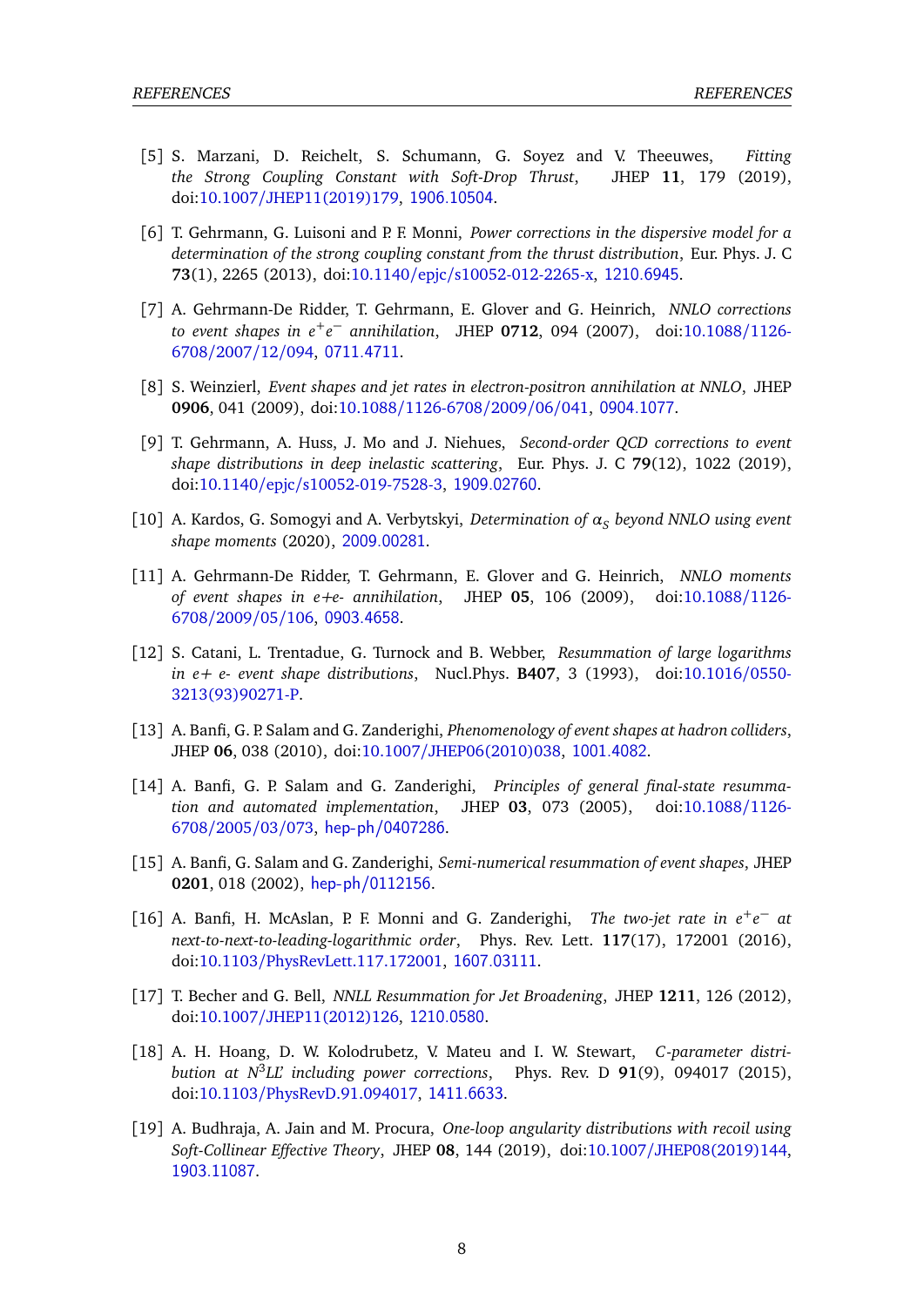[5] S. Marzani, D. Reichelt, S. Schumann, G. Soyez and V. Theeuwes, *Fitting the Strong Coupling Constant with Soft-Drop Thrust*, JHEP **11**, 179 (2019), doi:10.1007/JHEP11(2019)179, 1906.10504.

[6] T. Gehrmann, G. Luisoni and P. F. Monni, *Power corrections in the dispersive model for a determination of the strong coupling constant from the thrust distribution*, Eur. Phys. J. C **73**(1), 2265 (2013), doi:10.1140/epjc/s10052-012-2265-x, 1210.6945.

[7] A. Gehrmann-De Ridder, T. Gehrmann, E. Glover and G. Heinrich, *NNLO corrections to event shapes in $e^+e^-$ annihilation*, JHEP **0712**, 094 (2007), doi:10.1088/1126-6708/2007/12/094, 0711.4711.

[8] S. Weinzierl, *Event shapes and jet rates in electron-positron annihilation at NNLO*, JHEP **0906**, 041 (2009), doi:10.1088/1126-6708/2009/06/041, 0904.1077.

[9] T. Gehrmann, A. Huss, J. Mo and J. Niehues, *Second-order QCD corrections to event shape distributions in deep inelastic scattering*, Eur. Phys. J. C **79**(12), 1022 (2019), doi:10.1140/epjc/s10052-019-7528-3, 1909.02760.

[10] A. Kardos, G. Somogyi and A. Verbytskyi, *Determination of $\alpha_S$ beyond NNLO using event shape moments* (2020), 2009.00281.

[11] A. Gehrmann-De Ridder, T. Gehrmann, E. Glover and G. Heinrich, *NNLO moments of event shapes in e+e- annihilation*, JHEP **05**, 106 (2009), doi:10.1088/1126-6708/2009/05/106, 0903.4658.

[12] S. Catani, L. Trentadue, G. Turnock and B. Webber, *Resummation of large logarithms in e+ e- event shape distributions*, Nucl.Phys. **B407**, 3 (1993), doi:10.1016/0550-3213(93)90271-P.

[13] A. Banfi, G. P. Salam and G. Zanderighi, *Phenomenology of event shapes at hadron colliders*, JHEP **06**, 038 (2010), doi:10.1007/JHEP06(2010)038, 1001.4082.

[14] A. Banfi, G. P. Salam and G. Zanderighi, *Principles of general final-state resummation and automated implementation*, JHEP **03**, 073 (2005), doi:10.1088/1126-6708/2005/03/073, hep-ph/0407286.

[15] A. Banfi, G. Salam and G. Zanderighi, *Semi-numerical resummation of event shapes*, JHEP **0201**, 018 (2002), hep-ph/0112156.

[16] A. Banfi, H. McAslan, P. F. Monni and G. Zanderighi, *The two-jet rate in $e^+e^-$ at next-to-next-to-leading-logarithmic order*, Phys. Rev. Lett. **117**(17), 172001 (2016), doi:10.1103/PhysRevLett.117.172001, 1607.03111.

[17] T. Becher and G. Bell, *NNLL Resummation for Jet Broadening*, JHEP **1211**, 126 (2012), doi:10.1007/JHEP11(2012)126, 1210.0580.

[18] A. H. Hoang, D. W. Kolodrubetz, V. Mateu and I. W. Stewart, *C-parameter distribution at N$^3$LL' including power corrections*, Phys. Rev. D **91**(9), 094017 (2015), doi:10.1103/PhysRevD.91.094017, 1411.6633.

[19] A. Budhraja, A. Jain and M. Procura, *One-loop angularity distributions with recoil using Soft-Collinear Effective Theory*, JHEP **08**, 144 (2019), doi:10.1007/JHEP08(2019)144, 1903.11087.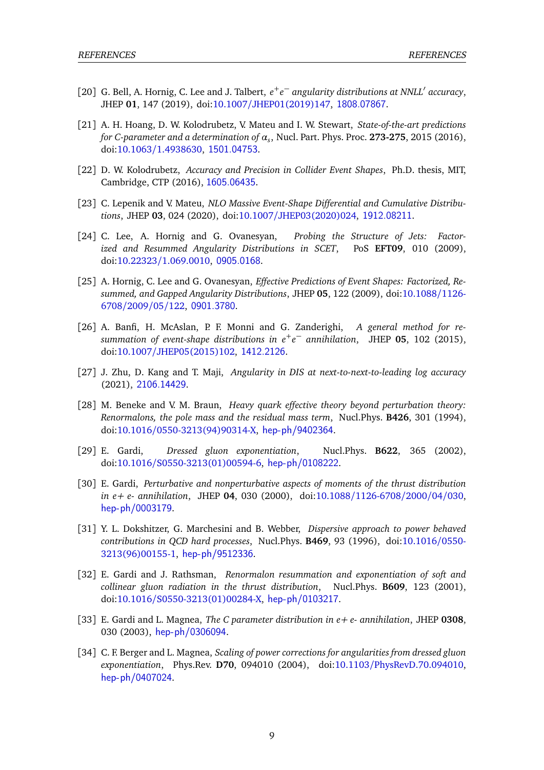[20] G. Bell, A. Hornig, C. Lee and J. Talbert, *$e^+e^-$ angularity distributions at NNLL′ accuracy*, JHEP **01**, 147 (2019), doi:10.1007/JHEP01(2019)147, 1808.07867.

[21] A. H. Hoang, D. W. Kolodrubetz, V. Mateu and I. W. Stewart, *State-of-the-art predictions for C-parameter and a determination of $\alpha_s$*, Nucl. Part. Phys. Proc. **273-275**, 2015 (2016), doi:10.1063/1.4938630, 1501.04753.

[22] D. W. Kolodrubetz, *Accuracy and Precision in Collider Event Shapes*, Ph.D. thesis, MIT, Cambridge, CTP (2016), 1605.06435.

[23] C. Lepenik and V. Mateu, *NLO Massive Event-Shape Differential and Cumulative Distributions*, JHEP **03**, 024 (2020), doi:10.1007/JHEP03(2020)024, 1912.08211.

[24] C. Lee, A. Hornig and G. Ovanesyan, *Probing the Structure of Jets: Factorized and Resummed Angularity Distributions in SCET*, PoS **EFT09**, 010 (2009), doi:10.22323/1.069.0010, 0905.0168.

[25] A. Hornig, C. Lee and G. Ovanesyan, *Effective Predictions of Event Shapes: Factorized, Resummed, and Gapped Angularity Distributions*, JHEP **05**, 122 (2009), doi:10.1088/1126-6708/2009/05/122, 0901.3780.

[26] A. Banfi, H. McAslan, P. F. Monni and G. Zanderighi, *A general method for resummation of event-shape distributions in $e^+e^-$ annihilation*, JHEP **05**, 102 (2015), doi:10.1007/JHEP05(2015)102, 1412.2126.

[27] J. Zhu, D. Kang and T. Maji, *Angularity in DIS at next-to-next-to-leading log accuracy* (2021), 2106.14429.

[28] M. Beneke and V. M. Braun, *Heavy quark effective theory beyond perturbation theory: Renormalons, the pole mass and the residual mass term*, Nucl.Phys. **B426**, 301 (1994), doi:10.1016/0550-3213(94)90314-X, hep-ph/9402364.

[29] E. Gardi, *Dressed gluon exponentiation*, Nucl.Phys. **B622**, 365 (2002), doi:10.1016/S0550-3213(01)00594-6, hep-ph/0108222.

[30] E. Gardi, *Perturbative and nonperturbative aspects of moments of the thrust distribution in e+ e- annihilation*, JHEP **04**, 030 (2000), doi:10.1088/1126-6708/2000/04/030, hep-ph/0003179.

[31] Y. L. Dokshitzer, G. Marchesini and B. Webber, *Dispersive approach to power behaved contributions in QCD hard processes*, Nucl.Phys. **B469**, 93 (1996), doi:10.1016/0550-3213(96)00155-1, hep-ph/9512336.

[32] E. Gardi and J. Rathsman, *Renormalon resummation and exponentiation of soft and collinear gluon radiation in the thrust distribution*, Nucl.Phys. **B609**, 123 (2001), doi:10.1016/S0550-3213(01)00284-X, hep-ph/0103217.

[33] E. Gardi and L. Magnea, *The C parameter distribution in e+ e- annihilation*, JHEP **0308**, 030 (2003), hep-ph/0306094.

[34] C. F. Berger and L. Magnea, *Scaling of power corrections for angularities from dressed gluon exponentiation*, Phys.Rev. **D70**, 094010 (2004), doi:10.1103/PhysRevD.70.094010, hep-ph/0407024.